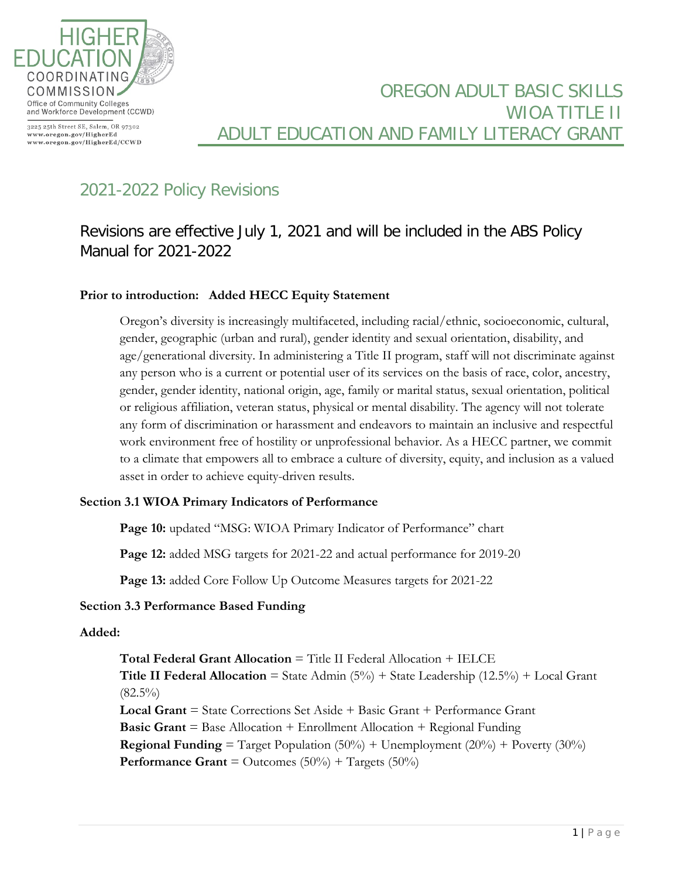HIGHER EDUCATION COORDINATING COMMISSION

Office of Community Colleges and Workforce Development (CCWD)

3225 25th Street SE, Salem, OR 97302
www.oregon.gov/HigherEd
www.oregon.gov/HigherEd/CCWD

# OREGON ADULT BASIC SKILLS WIOA TITLE II ADULT EDUCATION AND FAMILY LITERACY GRANT

## 2021-2022 Policy Revisions

### Revisions are effective July 1, 2021 and will be included in the ABS Policy Manual for 2021-2022

**Prior to introduction: Added HECC Equity Statement**

Oregon's diversity is increasingly multifaceted, including racial/ethnic, socioeconomic, cultural, gender, geographic (urban and rural), gender identity and sexual orientation, disability, and age/generational diversity. In administering a Title II program, staff will not discriminate against any person who is a current or potential user of its services on the basis of race, color, ancestry, gender, gender identity, national origin, age, family or marital status, sexual orientation, political or religious affiliation, veteran status, physical or mental disability. The agency will not tolerate any form of discrimination or harassment and endeavors to maintain an inclusive and respectful work environment free of hostility or unprofessional behavior. As a HECC partner, we commit to a climate that empowers all to embrace a culture of diversity, equity, and inclusion as a valued asset in order to achieve equity-driven results.

**Section 3.1 WIOA Primary Indicators of Performance**

**Page 10:** updated "MSG: WIOA Primary Indicator of Performance" chart

**Page 12:** added MSG targets for 2021-22 and actual performance for 2019-20

**Page 13:** added Core Follow Up Outcome Measures targets for 2021-22

**Section 3.3 Performance Based Funding**

**Added:**

**Total Federal Grant Allocation** = Title II Federal Allocation + IELCE
**Title II Federal Allocation** = State Admin (5%) + State Leadership (12.5%) + Local Grant (82.5%)
**Local Grant** = State Corrections Set Aside + Basic Grant + Performance Grant
**Basic Grant** = Base Allocation + Enrollment Allocation + Regional Funding
**Regional Funding** = Target Population (50%) + Unemployment (20%) + Poverty (30%)
**Performance Grant** = Outcomes (50%) + Targets (50%)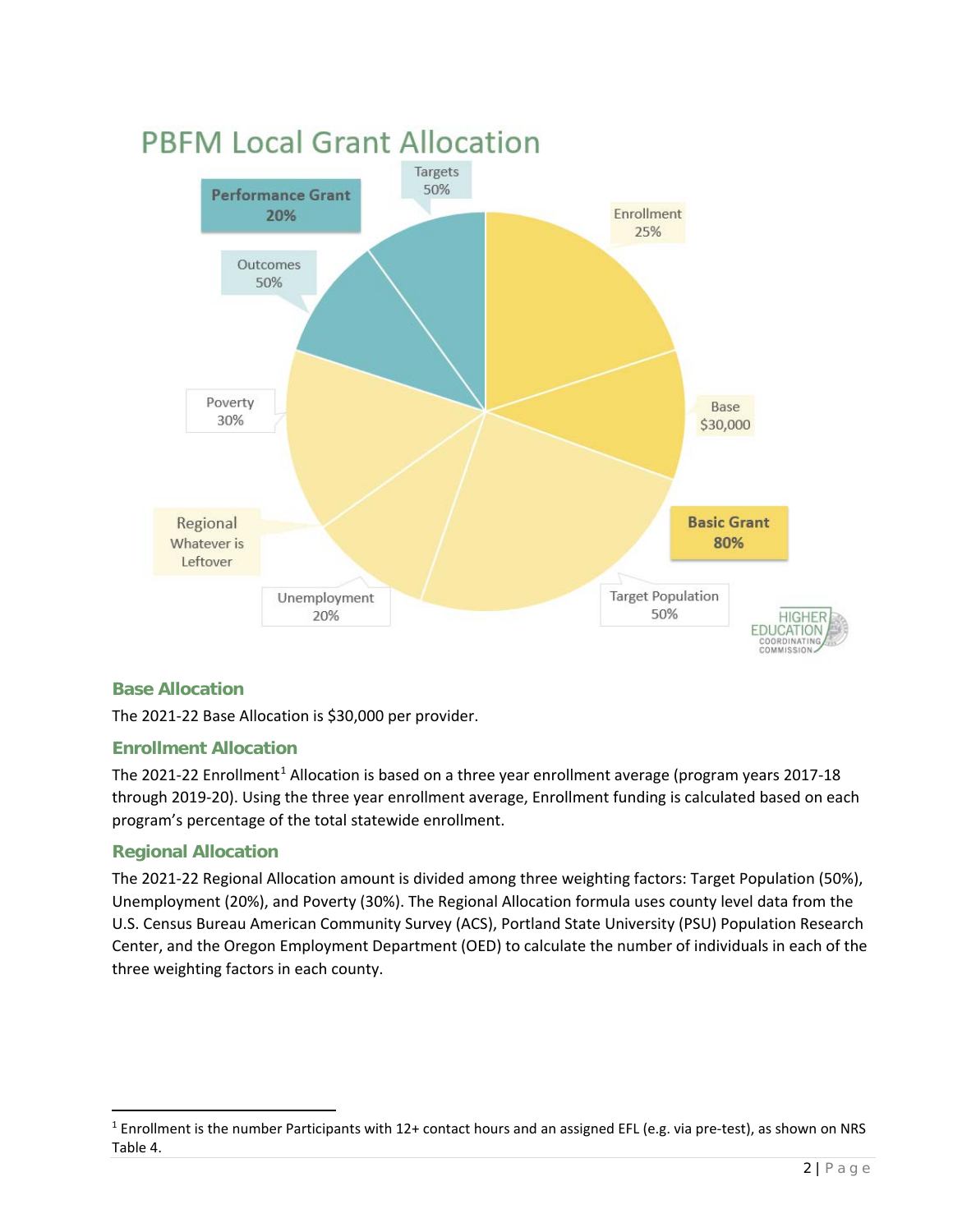## PBFM Local Grant Allocation

Performance Grant 20%

Targets 50%

Outcomes 50%

Basic Grant 80%

Enrollment 25%

Base $30,000

Target Population 50%

Unemployment 20%

Poverty 30%

Regional Whatever is Leftover

### Base Allocation

The 2021-22 Base Allocation is $30,000 per provider.

### Enrollment Allocation

The 2021-22 Enrollment[1] Allocation is based on a three year enrollment average (program years 2017-18 through 2019-20). Using the three year enrollment average, Enrollment funding is calculated based on each program's percentage of the total statewide enrollment.

### Regional Allocation

The 2021-22 Regional Allocation amount is divided among three weighting factors: Target Population (50%), Unemployment (20%), and Poverty (30%). The Regional Allocation formula uses county level data from the U.S. Census Bureau American Community Survey (ACS), Portland State University (PSU) Population Research Center, and the Oregon Employment Department (OED) to calculate the number of individuals in each of the three weighting factors in each county.

---

[1] Enrollment is the number Participants with 12+ contact hours and an assigned EFL (e.g. via pre-test), as shown on NRS Table 4.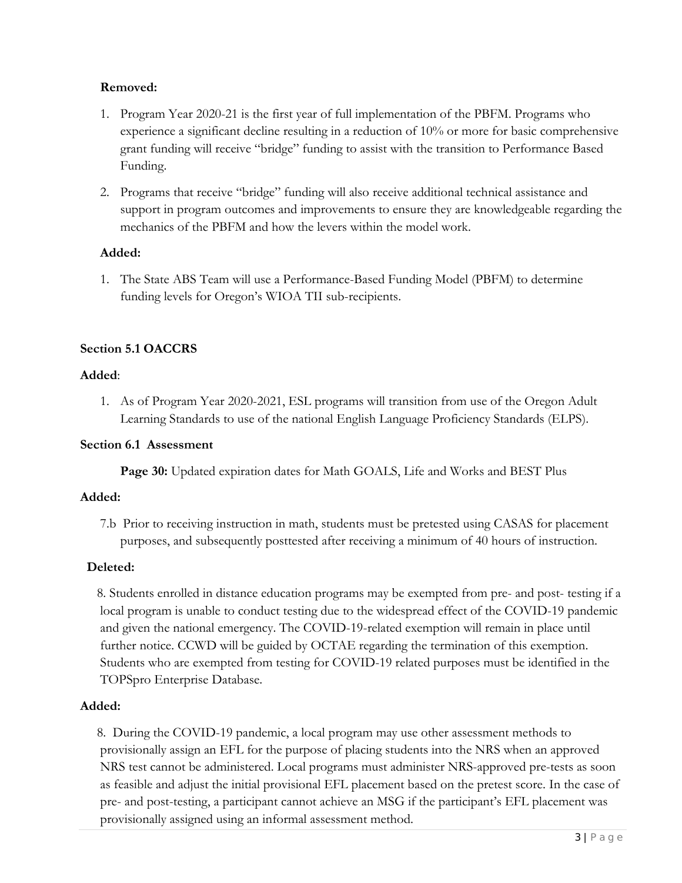**Removed:**

1. Program Year 2020-21 is the first year of full implementation of the PBFM. Programs who experience a significant decline resulting in a reduction of 10% or more for basic comprehensive grant funding will receive "bridge" funding to assist with the transition to Performance Based Funding.
2. Programs that receive "bridge" funding will also receive additional technical assistance and support in program outcomes and improvements to ensure they are knowledgeable regarding the mechanics of the PBFM and how the levers within the model work.

**Added:**

1. The State ABS Team will use a Performance-Based Funding Model (PBFM) to determine funding levels for Oregon's WIOA TII sub-recipients.

**Section 5.1 OACCRS**

**Added**:

1. As of Program Year 2020-2021, ESL programs will transition from use of the Oregon Adult Learning Standards to use of the national English Language Proficiency Standards (ELPS).

**Section 6.1 Assessment**

**Page 30:** Updated expiration dates for Math GOALS, Life and Works and BEST Plus

**Added:**

7.b Prior to receiving instruction in math, students must be pretested using CASAS for placement purposes, and subsequently posttested after receiving a minimum of 40 hours of instruction.

**Deleted:**

8. Students enrolled in distance education programs may be exempted from pre- and post- testing if a local program is unable to conduct testing due to the widespread effect of the COVID-19 pandemic and given the national emergency. The COVID-19-related exemption will remain in place until further notice. CCWD will be guided by OCTAE regarding the termination of this exemption. Students who are exempted from testing for COVID-19 related purposes must be identified in the TOPSpro Enterprise Database.

**Added:**

8. During the COVID-19 pandemic, a local program may use other assessment methods to provisionally assign an EFL for the purpose of placing students into the NRS when an approved NRS test cannot be administered. Local programs must administer NRS-approved pre-tests as soon as feasible and adjust the initial provisional EFL placement based on the pretest score. In the case of pre- and post-testing, a participant cannot achieve an MSG if the participant's EFL placement was provisionally assigned using an informal assessment method.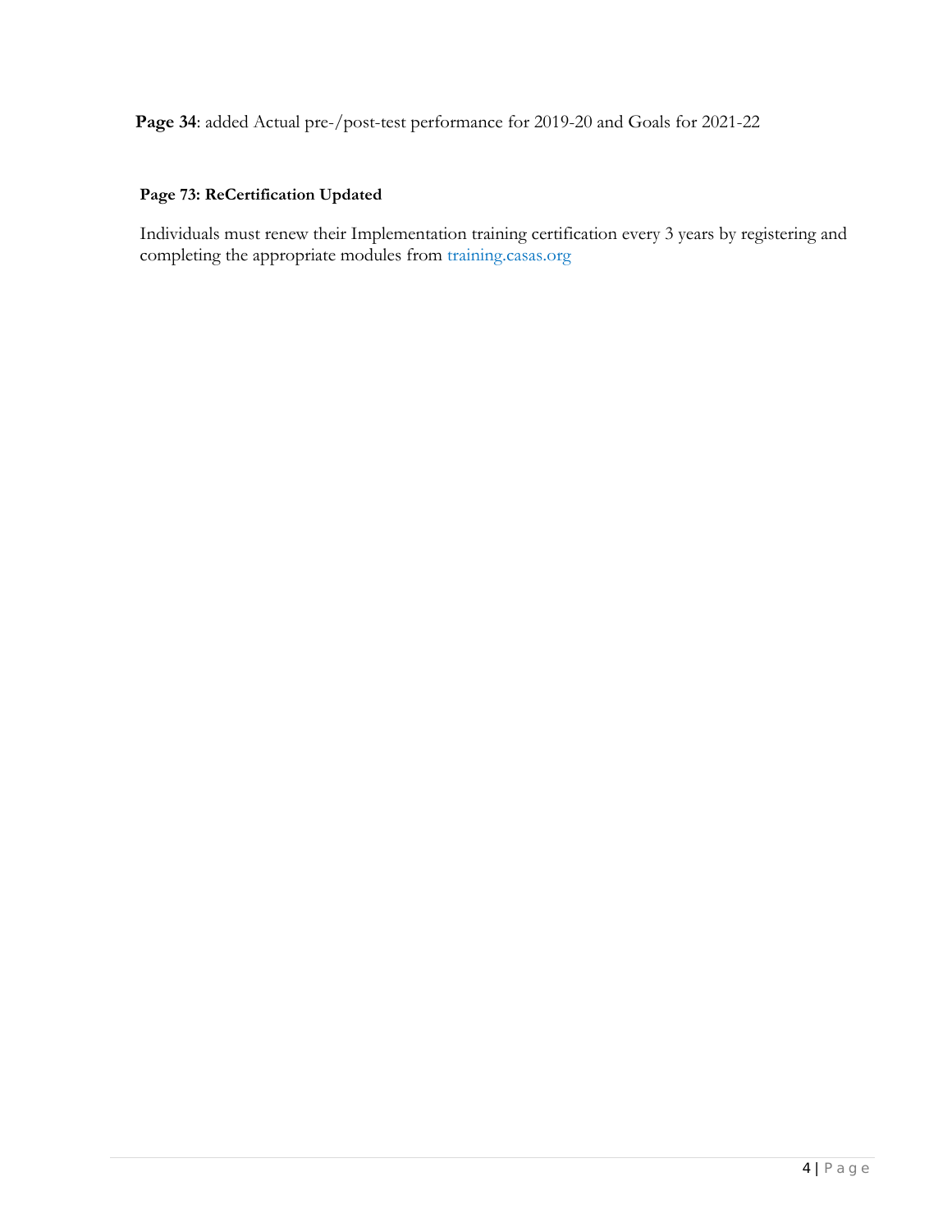**Page 34**: added Actual pre-/post-test performance for 2019-20 and Goals for 2021-22

**Page 73: ReCertification Updated**

Individuals must renew their Implementation training certification every 3 years by registering and completing the appropriate modules from training.casas.org